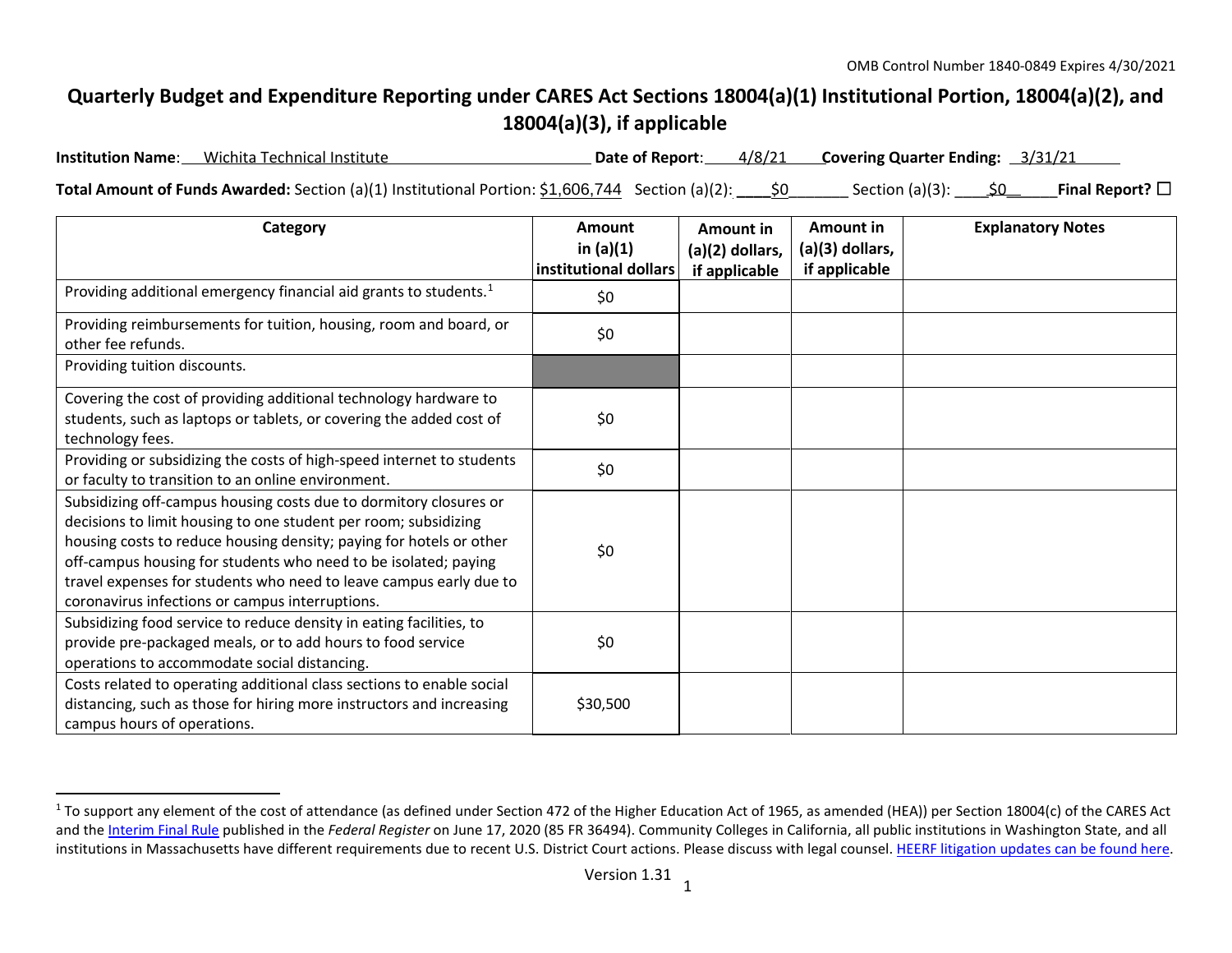OMB Control Number 1840-0849 Expires 4/30/2021

# Quarterly Budget and Expenditure Reporting under CARES Act Sections 18004(a)(1) Institutional Portion, 18004(a)(2), and 18004(a)(3), if applicable

**Institution Name**: Wichita Technical Institute **Date of Report**: 4/8/21 **Covering Quarter Ending:** 3/31/21

**Total Amount of Funds Awarded:** Section (a)(1) Institutional Portion: $1,606,744 Section (a)(2): $0 Section (a)(3): $0 **Final Report?** ☐

| Category | Amount in (a)(1) institutional dollars | Amount in (a)(2) dollars, if applicable | Amount in (a)(3) dollars, if applicable | Explanatory Notes |
|---|---|---|---|---|
| Providing additional emergency financial aid grants to students.[1] | $0 | | | |
| Providing reimbursements for tuition, housing, room and board, or other fee refunds. | $0 | | | |
| Providing tuition discounts. | | | | |
| Covering the cost of providing additional technology hardware to students, such as laptops or tablets, or covering the added cost of technology fees. | $0 | | | |
| Providing or subsidizing the costs of high-speed internet to students or faculty to transition to an online environment. | $0 | | | |
| Subsidizing off-campus housing costs due to dormitory closures or decisions to limit housing to one student per room; subsidizing housing costs to reduce housing density; paying for hotels or other off-campus housing for students who need to be isolated; paying travel expenses for students who need to leave campus early due to coronavirus infections or campus interruptions. | $0 | | | |
| Subsidizing food service to reduce density in eating facilities, to provide pre-packaged meals, or to add hours to food service operations to accommodate social distancing. | $0 | | | |
| Costs related to operating additional class sections to enable social distancing, such as those for hiring more instructors and increasing campus hours of operations. | $30,500 | | | |

[1] To support any element of the cost of attendance (as defined under Section 472 of the Higher Education Act of 1965, as amended (HEA)) per Section 18004(c) of the CARES Act and the Interim Final Rule published in the *Federal Register* on June 17, 2020 (85 FR 36494). Community Colleges in California, all public institutions in Washington State, and all institutions in Massachusetts have different requirements due to recent U.S. District Court actions. Please discuss with legal counsel. HEERF litigation updates can be found here.

Version 1.31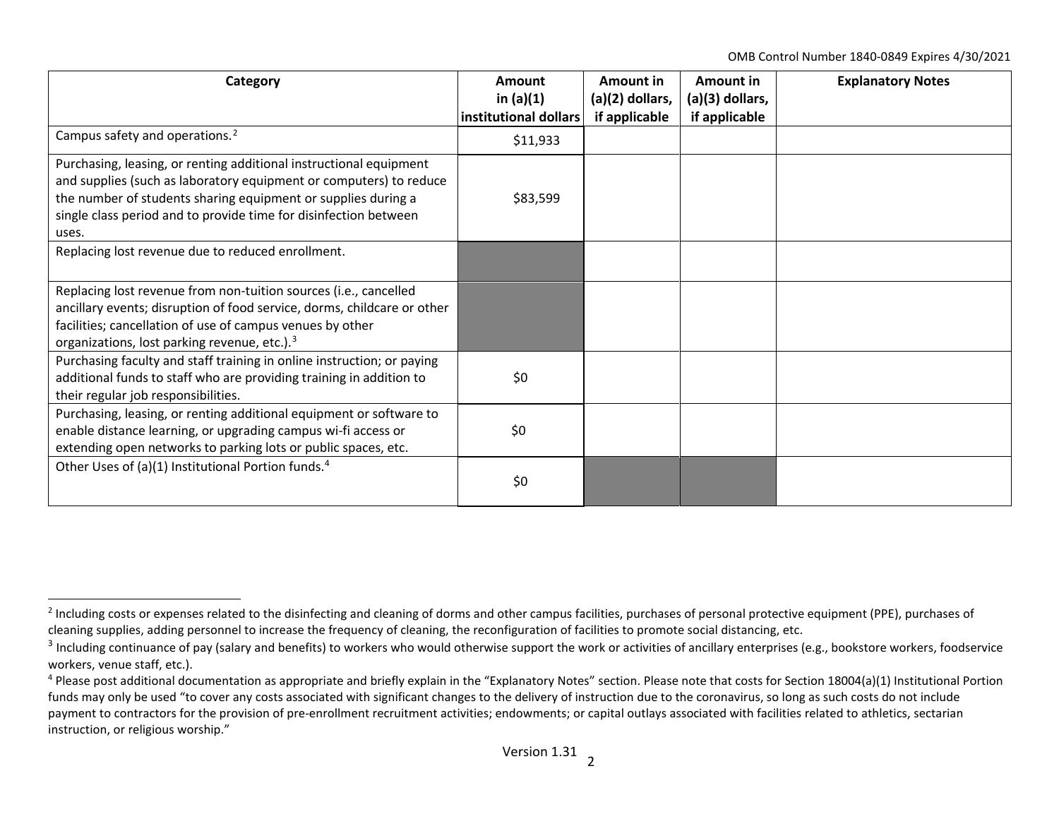| Category | Amount in (a)(1) institutional dollars | Amount in (a)(2) dollars, if applicable | Amount in (a)(3) dollars, if applicable | Explanatory Notes |
|---|---|---|---|---|
| Campus safety and operations.[2] | $11,933 | | | |
| Purchasing, leasing, or renting additional instructional equipment and supplies (such as laboratory equipment or computers) to reduce the number of students sharing equipment or supplies during a single class period and to provide time for disinfection between uses. | $83,599 | | | |
| Replacing lost revenue due to reduced enrollment. | | | | |
| Replacing lost revenue from non-tuition sources (i.e., cancelled ancillary events; disruption of food service, dorms, childcare or other facilities; cancellation of use of campus venues by other organizations, lost parking revenue, etc.).[3] | | | | |
| Purchasing faculty and staff training in online instruction; or paying additional funds to staff who are providing training in addition to their regular job responsibilities. | $0 | | | |
| Purchasing, leasing, or renting additional equipment or software to enable distance learning, or upgrading campus wi-fi access or extending open networks to parking lots or public spaces, etc. | $0 | | | |
| Other Uses of (a)(1) Institutional Portion funds.[4] | $0 | | | |

[2] Including costs or expenses related to the disinfecting and cleaning of dorms and other campus facilities, purchases of personal protective equipment (PPE), purchases of cleaning supplies, adding personnel to increase the frequency of cleaning, the reconfiguration of facilities to promote social distancing, etc.

[3] Including continuance of pay (salary and benefits) to workers who would otherwise support the work or activities of ancillary enterprises (e.g., bookstore workers, foodservice workers, venue staff, etc.).

[4] Please post additional documentation as appropriate and briefly explain in the "Explanatory Notes" section. Please note that costs for Section 18004(a)(1) Institutional Portion funds may only be used "to cover any costs associated with significant changes to the delivery of instruction due to the coronavirus, so long as such costs do not include payment to contractors for the provision of pre-enrollment recruitment activities; endowments; or capital outlays associated with facilities related to athletics, sectarian instruction, or religious worship."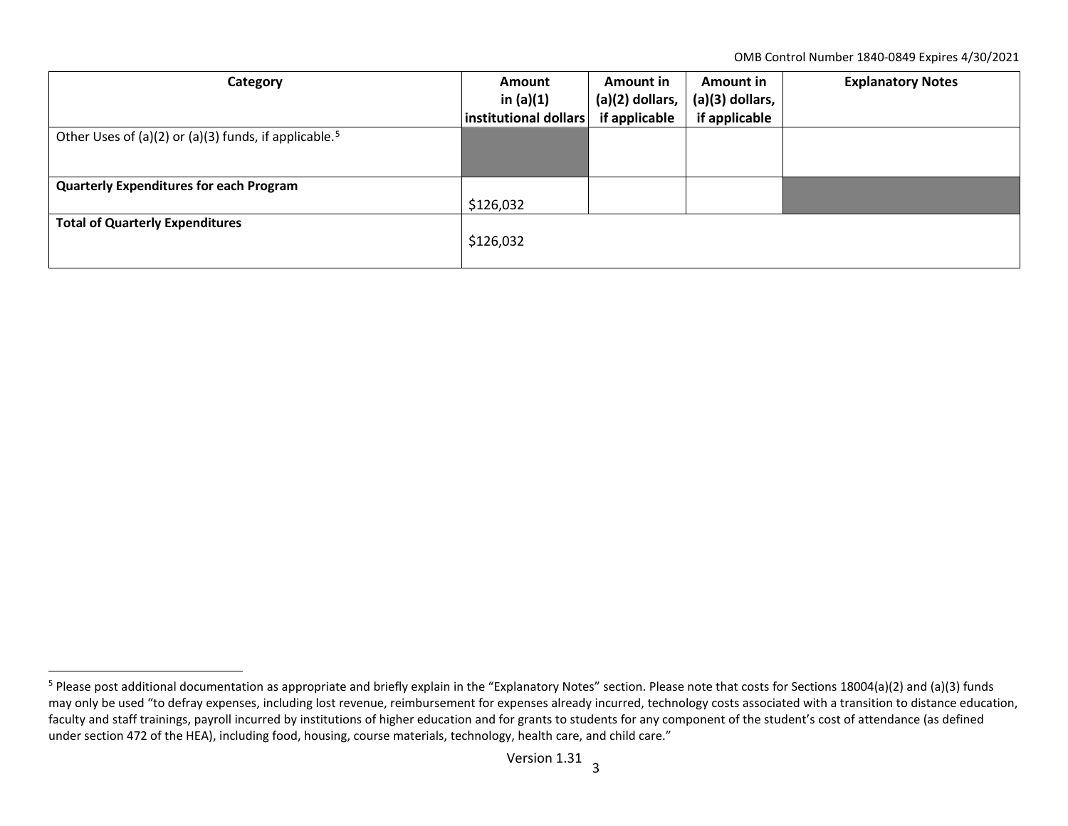| Category | Amount in (a)(1) institutional dollars | Amount in (a)(2) dollars, if applicable | Amount in (a)(3) dollars, if applicable | Explanatory Notes |
|---|---|---|---|---|
| Other Uses of (a)(2) or (a)(3) funds, if applicable.[5] | | | | |
| **Quarterly Expenditures for each Program** | $126,032 | | | |
| **Total of Quarterly Expenditures** | $126,032 | | | |

[5] Please post additional documentation as appropriate and briefly explain in the "Explanatory Notes" section. Please note that costs for Sections 18004(a)(2) and (a)(3) funds may only be used "to defray expenses, including lost revenue, reimbursement for expenses already incurred, technology costs associated with a transition to distance education, faculty and staff trainings, payroll incurred by institutions of higher education and for grants to students for any component of the student's cost of attendance (as defined under section 472 of the HEA), including food, housing, course materials, technology, health care, and child care."